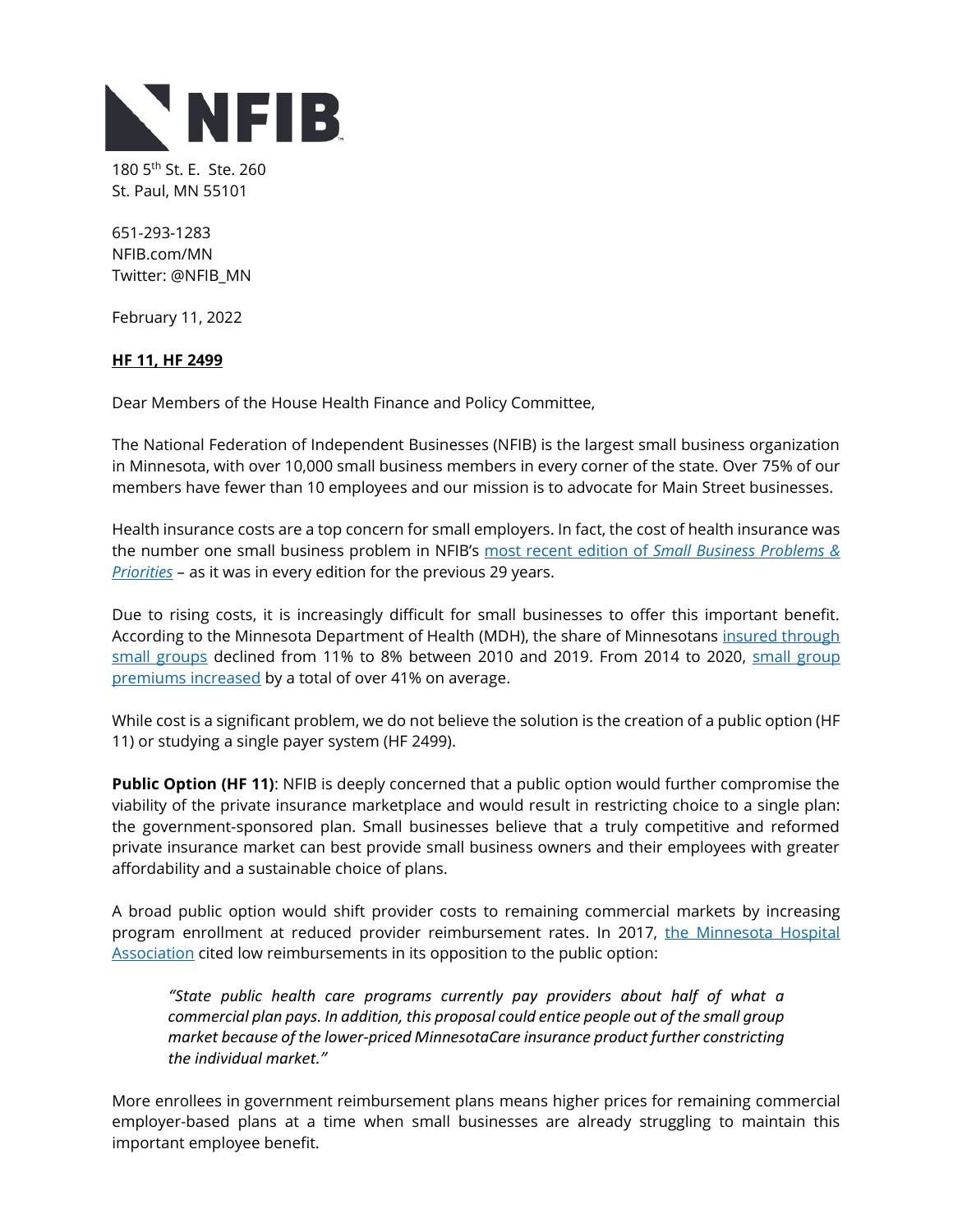NFIB

180 5th St. E. Ste. 260
St. Paul, MN 55101

651-293-1283
NFIB.com/MN
Twitter: @NFIB_MN

February 11, 2022

**HF 11, HF 2499**

Dear Members of the House Health Finance and Policy Committee,

The National Federation of Independent Businesses (NFIB) is the largest small business organization in Minnesota, with over 10,000 small business members in every corner of the state. Over 75% of our members have fewer than 10 employees and our mission is to advocate for Main Street businesses.

Health insurance costs are a top concern for small employers. In fact, the cost of health insurance was the number one small business problem in NFIB's most recent edition of *Small Business Problems & Priorities* – as it was in every edition for the previous 29 years.

Due to rising costs, it is increasingly difficult for small businesses to offer this important benefit. According to the Minnesota Department of Health (MDH), the share of Minnesotans insured through small groups declined from 11% to 8% between 2010 and 2019. From 2014 to 2020, small group premiums increased by a total of over 41% on average.

While cost is a significant problem, we do not believe the solution is the creation of a public option (HF 11) or studying a single payer system (HF 2499).

**Public Option (HF 11)**: NFIB is deeply concerned that a public option would further compromise the viability of the private insurance marketplace and would result in restricting choice to a single plan: the government-sponsored plan. Small businesses believe that a truly competitive and reformed private insurance market can best provide small business owners and their employees with greater affordability and a sustainable choice of plans.

A broad public option would shift provider costs to remaining commercial markets by increasing program enrollment at reduced provider reimbursement rates. In 2017, the Minnesota Hospital Association cited low reimbursements in its opposition to the public option:

> *"State public health care programs currently pay providers about half of what a commercial plan pays. In addition, this proposal could entice people out of the small group market because of the lower-priced MinnesotaCare insurance product further constricting the individual market."*

More enrollees in government reimbursement plans means higher prices for remaining commercial employer-based plans at a time when small businesses are already struggling to maintain this important employee benefit.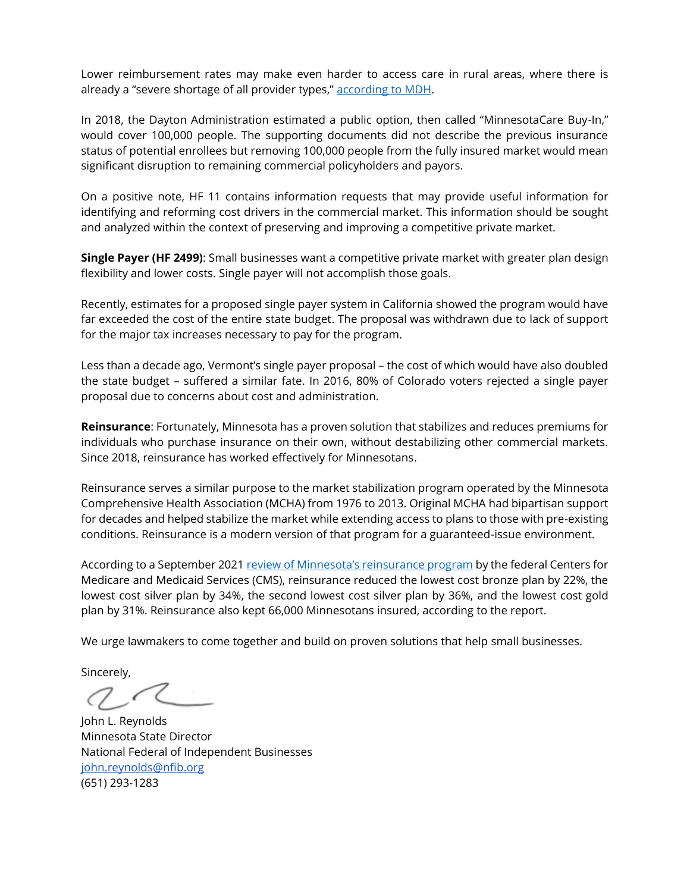Lower reimbursement rates may make even harder to access care in rural areas, where there is already a "severe shortage of all provider types," [according to MDH](#).

In 2018, the Dayton Administration estimated a public option, then called "MinnesotaCare Buy-In," would cover 100,000 people. The supporting documents did not describe the previous insurance status of potential enrollees but removing 100,000 people from the fully insured market would mean significant disruption to remaining commercial policyholders and payors.

On a positive note, HF 11 contains information requests that may provide useful information for identifying and reforming cost drivers in the commercial market. This information should be sought and analyzed within the context of preserving and improving a competitive private market.

**Single Payer (HF 2499)**: Small businesses want a competitive private market with greater plan design flexibility and lower costs. Single payer will not accomplish those goals.

Recently, estimates for a proposed single payer system in California showed the program would have far exceeded the cost of the entire state budget. The proposal was withdrawn due to lack of support for the major tax increases necessary to pay for the program.

Less than a decade ago, Vermont's single payer proposal – the cost of which would have also doubled the state budget – suffered a similar fate. In 2016, 80% of Colorado voters rejected a single payer proposal due to concerns about cost and administration.

**Reinsurance**: Fortunately, Minnesota has a proven solution that stabilizes and reduces premiums for individuals who purchase insurance on their own, without destabilizing other commercial markets. Since 2018, reinsurance has worked effectively for Minnesotans.

Reinsurance serves a similar purpose to the market stabilization program operated by the Minnesota Comprehensive Health Association (MCHA) from 1976 to 2013. Original MCHA had bipartisan support for decades and helped stabilize the market while extending access to plans to those with pre-existing conditions. Reinsurance is a modern version of that program for a guaranteed-issue environment.

According to a September 2021 [review of Minnesota's reinsurance program](#) by the federal Centers for Medicare and Medicaid Services (CMS), reinsurance reduced the lowest cost bronze plan by 22%, the lowest cost silver plan by 34%, the second lowest cost silver plan by 36%, and the lowest cost gold plan by 31%. Reinsurance also kept 66,000 Minnesotans insured, according to the report.

We urge lawmakers to come together and build on proven solutions that help small businesses.

Sincerely,

John L. Reynolds
Minnesota State Director
National Federal of Independent Businesses
john.reynolds@nfib.org
(651) 293-1283